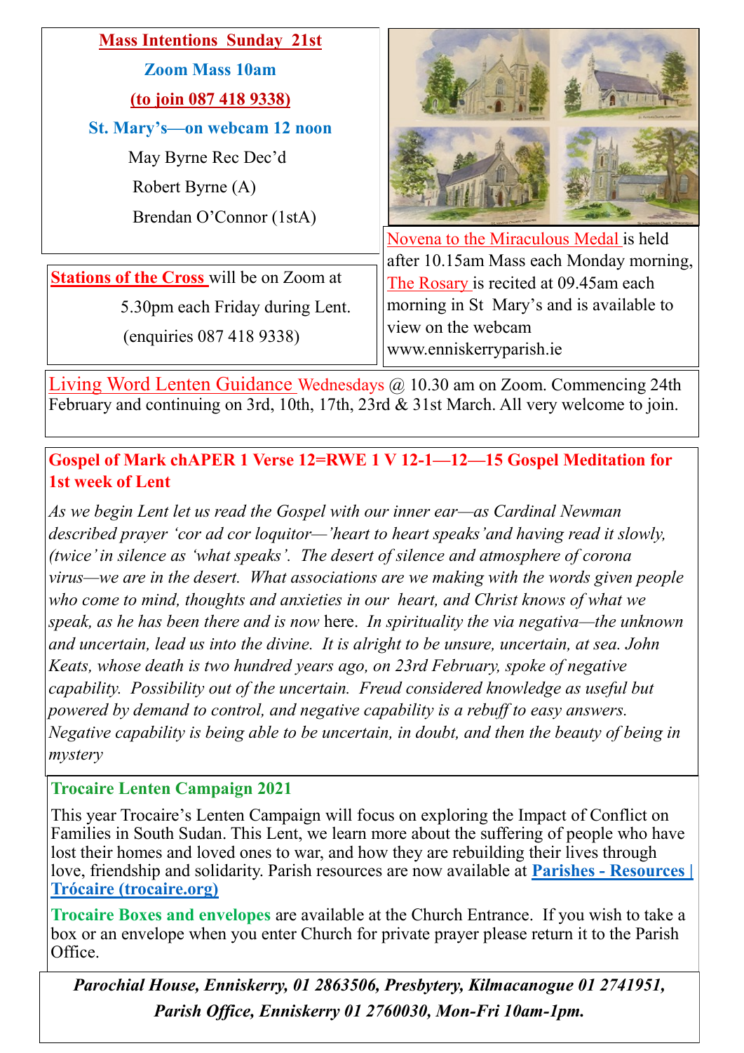**Mass Intentions Sunday 21st**

**Zoom Mass 10am**

**(to join 087 418 9338)**

**St. Mary's—on webcam 12 noon**

May Byrne Rec Dec'd

Robert Byrne (A)

Brendan O'Connor (1stA)

**Stations of the Cross** will be on Zoom at 5.30pm each Friday during Lent. (enquiries 087 418 9338)

Novena to the Miraculous Medal is held after 10.15am Mass each Monday morning, The Rosary is recited at 09.45am each morning in St Mary's and is available to view on the webcam www.enniskerryparish.ie

Living Word Lenten Guidance Wednesdays @ 10.30 am on Zoom. Commencing 24th February and continuing on 3rd, 10th, 17th, 23rd & 31st March. All very welcome to join.

**Gospel of Mark chAPER 1 Verse 12=RWE 1 V 12-1—12—15 Gospel Meditation for 1st week of Lent**

*As we begin Lent let us read the Gospel with our inner ear—as Cardinal Newman described prayer 'cor ad cor loquitor—'heart to heart speaks' and having read it slowly, (twice' in silence as 'what speaks'. The desert of silence and atmosphere of corona virus—we are in the desert. What associations are we making with the words given people who come to mind, thoughts and anxieties in our heart, and Christ knows of what we speak, as he has been there and is now* here. *In spirituality the via negativa—the unknown and uncertain, lead us into the divine. It is alright to be unsure, uncertain, at sea. John Keats, whose death is two hundred years ago, on 23rd February, spoke of negative capability. Possibility out of the uncertain. Freud considered knowledge as useful but powered by demand to control, and negative capability is a rebuff to easy answers. Negative capability is being able to be uncertain, in doubt, and then the beauty of being in mystery*

**Trocaire Lenten Campaign 2021**

This year Trocaire's Lenten Campaign will focus on exploring the Impact of Conflict on Families in South Sudan. This Lent, we learn more about the suffering of people who have lost their homes and loved ones to war, and how they are rebuilding their lives through love, friendship and solidarity. Parish resources are now available at **Parishes - Resources | Trócaire (trocaire.org)**

**Trocaire Boxes and envelopes** are available at the Church Entrance. If you wish to take a box or an envelope when you enter Church for private prayer please return it to the Parish Office.

***Parochial House, Enniskerry, 01 2863506, Presbytery, Kilmacanogue 01 2741951, Parish Office, Enniskerry 01 2760030, Mon-Fri 10am-1pm.***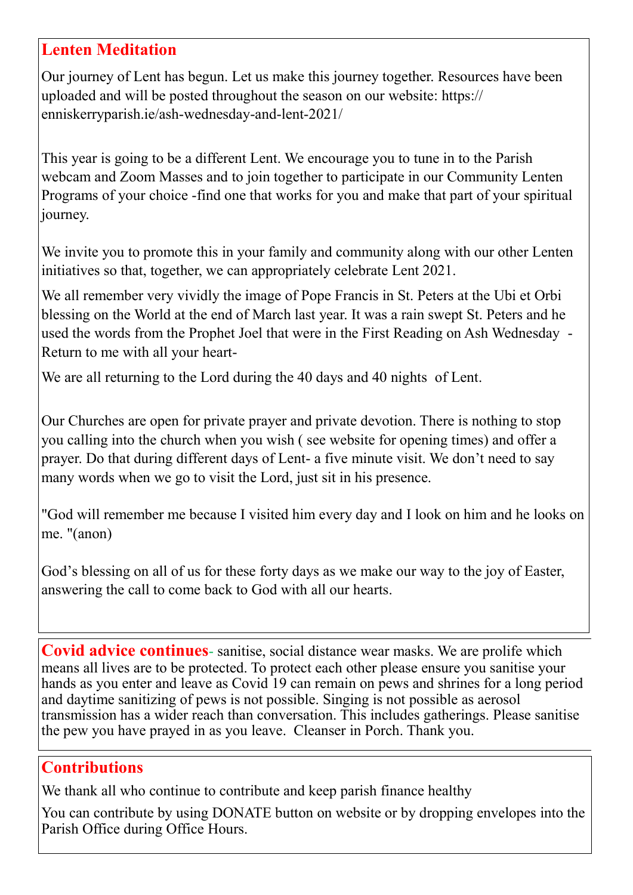## Lenten Meditation

Our journey of Lent has begun. Let us make this journey together. Resources have been uploaded and will be posted throughout the season on our website: https://enniskerryparish.ie/ash-wednesday-and-lent-2021/

This year is going to be a different Lent. We encourage you to tune in to the Parish webcam and Zoom Masses and to join together to participate in our Community Lenten Programs of your choice -find one that works for you and make that part of your spiritual journey.

We invite you to promote this in your family and community along with our other Lenten initiatives so that, together, we can appropriately celebrate Lent 2021.

We all remember very vividly the image of Pope Francis in St. Peters at the Ubi et Orbi blessing on the World at the end of March last year. It was a rain swept St. Peters and he used the words from the Prophet Joel that were in the First Reading on Ash Wednesday - Return to me with all your heart-

We are all returning to the Lord during the 40 days and 40 nights of Lent.

Our Churches are open for private prayer and private devotion. There is nothing to stop you calling into the church when you wish ( see website for opening times) and offer a prayer. Do that during different days of Lent- a five minute visit. We don't need to say many words when we go to visit the Lord, just sit in his presence.

"God will remember me because I visited him every day and I look on him and he looks on me. "(anon)

God's blessing on all of us for these forty days as we make our way to the joy of Easter, answering the call to come back to God with all our hearts.

**Covid advice continues**- sanitise, social distance wear masks. We are prolife which means all lives are to be protected. To protect each other please ensure you sanitise your hands as you enter and leave as Covid 19 can remain on pews and shrines for a long period and daytime sanitizing of pews is not possible. Singing is not possible as aerosol transmission has a wider reach than conversation. This includes gatherings. Please sanitise the pew you have prayed in as you leave. Cleanser in Porch. Thank you.

## Contributions

We thank all who continue to contribute and keep parish finance healthy

You can contribute by using DONATE button on website or by dropping envelopes into the Parish Office during Office Hours.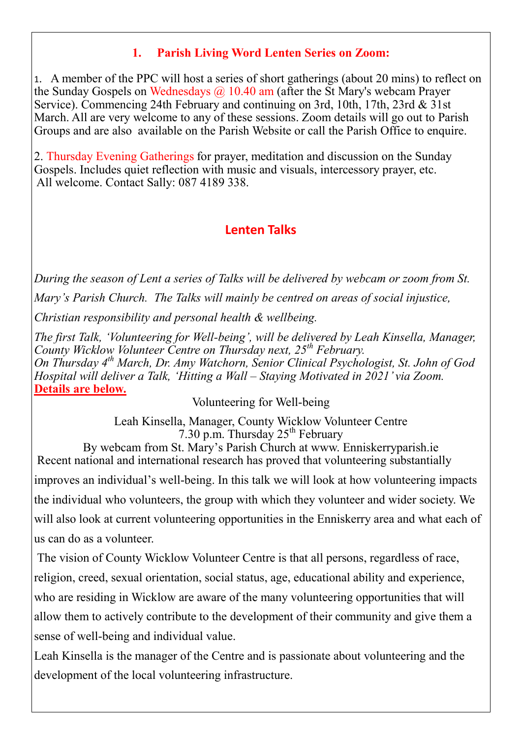## 1. Parish Living Word Lenten Series on Zoom:

1. A member of the PPC will host a series of short gatherings (about 20 mins) to reflect on the Sunday Gospels on Wednesdays @ 10.40 am (after the St Mary's webcam Prayer Service). Commencing 24th February and continuing on 3rd, 10th, 17th, 23rd & 31st March. All are very welcome to any of these sessions. Zoom details will go out to Parish Groups and are also available on the Parish Website or call the Parish Office to enquire.

2. Thursday Evening Gatherings for prayer, meditation and discussion on the Sunday Gospels. Includes quiet reflection with music and visuals, intercessory prayer, etc. All welcome. Contact Sally: 087 4189 338.

## Lenten Talks

*During the season of Lent a series of Talks will be delivered by webcam or zoom from St. Mary's Parish Church. The Talks will mainly be centred on areas of social injustice, Christian responsibility and personal health & wellbeing.*

*The first Talk, 'Volunteering for Well-being', will be delivered by Leah Kinsella, Manager, County Wicklow Volunteer Centre on Thursday next, 25th February.*
*On Thursday 4th March, Dr. Amy Watchorn, Senior Clinical Psychologist, St. John of God Hospital will deliver a Talk, 'Hitting a Wall – Staying Motivated in 2021' via Zoom.*
**Details are below.**

Volunteering for Well-being

Leah Kinsella, Manager, County Wicklow Volunteer Centre
7.30 p.m. Thursday 25th February
By webcam from St. Mary's Parish Church at www. Enniskerryparish.ie

Recent national and international research has proved that volunteering substantially improves an individual's well-being. In this talk we will look at how volunteering impacts the individual who volunteers, the group with which they volunteer and wider society. We will also look at current volunteering opportunities in the Enniskerry area and what each of us can do as a volunteer.

The vision of County Wicklow Volunteer Centre is that all persons, regardless of race, religion, creed, sexual orientation, social status, age, educational ability and experience, who are residing in Wicklow are aware of the many volunteering opportunities that will allow them to actively contribute to the development of their community and give them a sense of well-being and individual value.

Leah Kinsella is the manager of the Centre and is passionate about volunteering and the development of the local volunteering infrastructure.